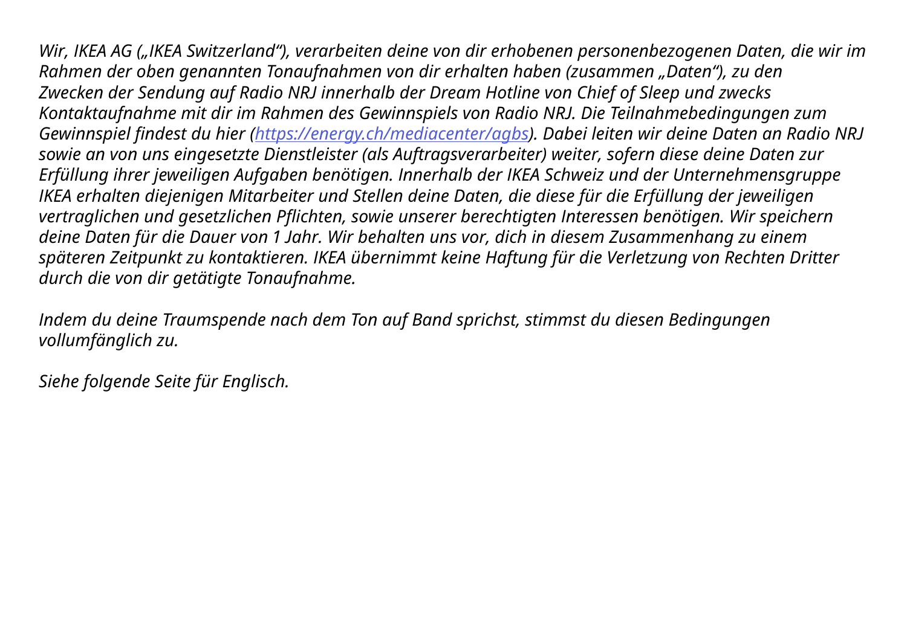*Wir, IKEA AG („IKEA Switzerland"), verarbeiten deine von dir erhobenen personenbezogenen Daten, die wir im Rahmen der oben genannten Tonaufnahmen von dir erhalten haben (zusammen „Daten"), zu den Zwecken der Sendung auf Radio NRJ innerhalb der Dream Hotline von Chief of Sleep und zwecks Kontaktaufnahme mit dir im Rahmen des Gewinnspiels von Radio NRJ. Die Teilnahmebedingungen zum Gewinnspiel findest du hier ([https://energy.ch/mediacenter/agbs](https://energy.ch/mediacenter/agbs)). Dabei leiten wir deine Daten an Radio NRJ sowie an von uns eingesetzte Dienstleister (als Auftragsverarbeiter) weiter, sofern diese deine Daten zur Erfüllung ihrer jeweiligen Aufgaben benötigen. Innerhalb der IKEA Schweiz und der Unternehmensgruppe IKEA erhalten diejenigen Mitarbeiter und Stellen deine Daten, die diese für die Erfüllung der jeweiligen vertraglichen und gesetzlichen Pflichten, sowie unserer berechtigten Interessen benötigen. Wir speichern deine Daten für die Dauer von 1 Jahr. Wir behalten uns vor, dich in diesem Zusammenhang zu einem späteren Zeitpunkt zu kontaktieren. IKEA übernimmt keine Haftung für die Verletzung von Rechten Dritter durch die von dir getätigte Tonaufnahme.*

*Indem du deine Traumspende nach dem Ton auf Band sprichst, stimmst du diesen Bedingungen vollumfänglich zu.*

*Siehe folgende Seite für Englisch.*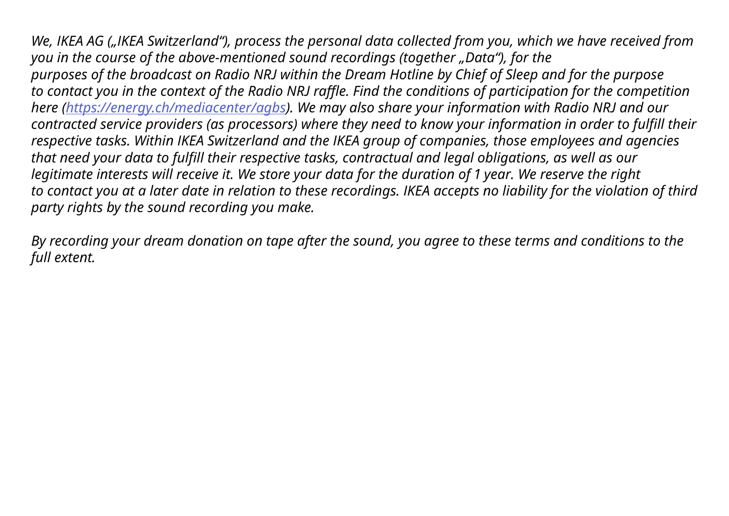*We, IKEA AG („IKEA Switzerland“), process the personal data collected from you, which we have received from you in the course of the above-mentioned sound recordings (together „Data“), for the purposes of the broadcast on Radio NRJ within the Dream Hotline by Chief of Sleep and for the purpose to contact you in the context of the Radio NRJ raffle. Find the conditions of participation for the competition here ([https://energy.ch/mediacenter/agbs](https://energy.ch/mediacenter/agbs)). We may also share your information with Radio NRJ and our contracted service providers (as processors) where they need to know your information in order to fulfill their respective tasks. Within IKEA Switzerland and the IKEA group of companies, those employees and agencies that need your data to fulfill their respective tasks, contractual and legal obligations, as well as our legitimate interests will receive it. We store your data for the duration of 1 year. We reserve the right to contact you at a later date in relation to these recordings. IKEA accepts no liability for the violation of third party rights by the sound recording you make.*

*By recording your dream donation on tape after the sound, you agree to these terms and conditions to the full extent.*